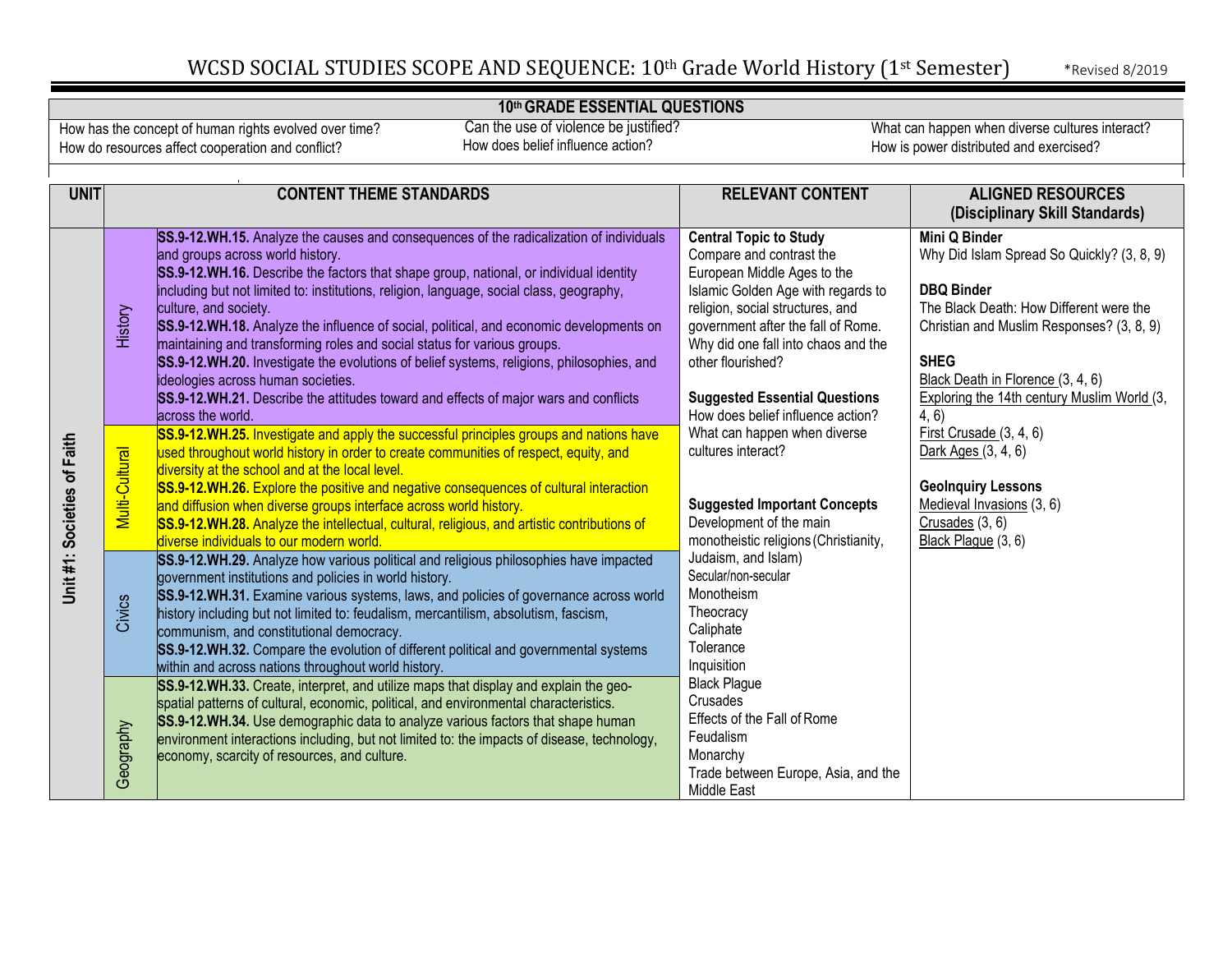# WCSD SOCIAL STUDIES SCOPE AND SEQUENCE: 10th Grade World History (1st Semester)

*Revised 8/2019

## 10th GRADE ESSENTIAL QUESTIONS

- How has the concept of human rights evolved over time?
- How do resources affect cooperation and conflict?
- Can the use of violence be justified?
- How does belief influence action?
- What can happen when diverse cultures interact?
- How is power distributed and exercised?

| UNIT | | CONTENT THEME STANDARDS | RELEVANT CONTENT | ALIGNED RESOURCES (Disciplinary Skill Standards) |
|---|---|---|---|---|
| Unit #1: Societies of Faith | History | **SS.9-12.WH.15.** Analyze the causes and consequences of the radicalization of individuals and groups across world history.<br>**SS.9-12.WH.16.** Describe the factors that shape group, national, or individual identity including but not limited to: institutions, religion, language, social class, geography, culture, and society.<br>**SS.9-12.WH.18.** Analyze the influence of social, political, and economic developments on maintaining and transforming roles and social status for various groups.<br>**SS.9-12.WH.20.** Investigate the evolutions of belief systems, religions, philosophies, and ideologies across human societies.<br>**SS.9-12.WH.21.** Describe the attitudes toward and effects of major wars and conflicts across the world. | **Central Topic to Study**<br>Compare and contrast the European Middle Ages to the Islamic Golden Age with regards to religion, social structures, and government after the fall of Rome. Why did one fall into chaos and the other flourished?<br><br>**Suggested Essential Questions**<br>How does belief influence action?<br>What can happen when diverse cultures interact?<br><br>**Suggested Important Concepts**<br>Development of the main monotheistic religions (Christianity, Judaism, and Islam)<br>Secular/non-secular<br>Monotheism<br>Theocracy<br>Caliphate<br>Tolerance<br>Inquisition<br>Black Plague<br>Crusades<br>Effects of the Fall of Rome<br>Feudalism<br>Monarchy<br>Trade between Europe, Asia, and the Middle East | **Mini Q Binder**<br>Why Did Islam Spread So Quickly? (3, 8, 9)<br><br>**DBQ Binder**<br>The Black Death: How Different were the Christian and Muslim Responses? (3, 8, 9)<br><br>**SHEG**<br>Black Death in Florence (3, 4, 6)<br>Exploring the 14th century Muslim World (3, 4, 6)<br>First Crusade (3, 4, 6)<br>Dark Ages (3, 4, 6)<br><br>**GeoInquiry Lessons**<br>Medieval Invasions (3, 6)<br>Crusades (3, 6)<br>Black Plague (3, 6) |
| | Multi-Cultural | **SS.9-12.WH.25.** Investigate and apply the successful principles groups and nations have used throughout world history in order to create communities of respect, equity, and diversity at the school and at the local level.<br>**SS.9-12.WH.26.** Explore the positive and negative consequences of cultural interaction and diffusion when diverse groups interface across world history.<br>**SS.9-12.WH.28.** Analyze the intellectual, cultural, religious, and artistic contributions of diverse individuals to our modern world. | | |
| | Civics | **SS.9-12.WH.29.** Analyze how various political and religious philosophies have impacted government institutions and policies in world history.<br>**SS.9-12.WH.31.** Examine various systems, laws, and policies of governance across world history including but not limited to: feudalism, mercantilism, absolutism, fascism, communism, and constitutional democracy.<br>**SS.9-12.WH.32.** Compare the evolution of different political and governmental systems within and across nations throughout world history. | | |
| | Geography | **SS.9-12.WH.33.** Create, interpret, and utilize maps that display and explain the geo-spatial patterns of cultural, economic, political, and environmental characteristics.<br>**SS.9-12.WH.34.** Use demographic data to analyze various factors that shape human environment interactions including, but not limited to: the impacts of disease, technology, economy, scarcity of resources, and culture. | | |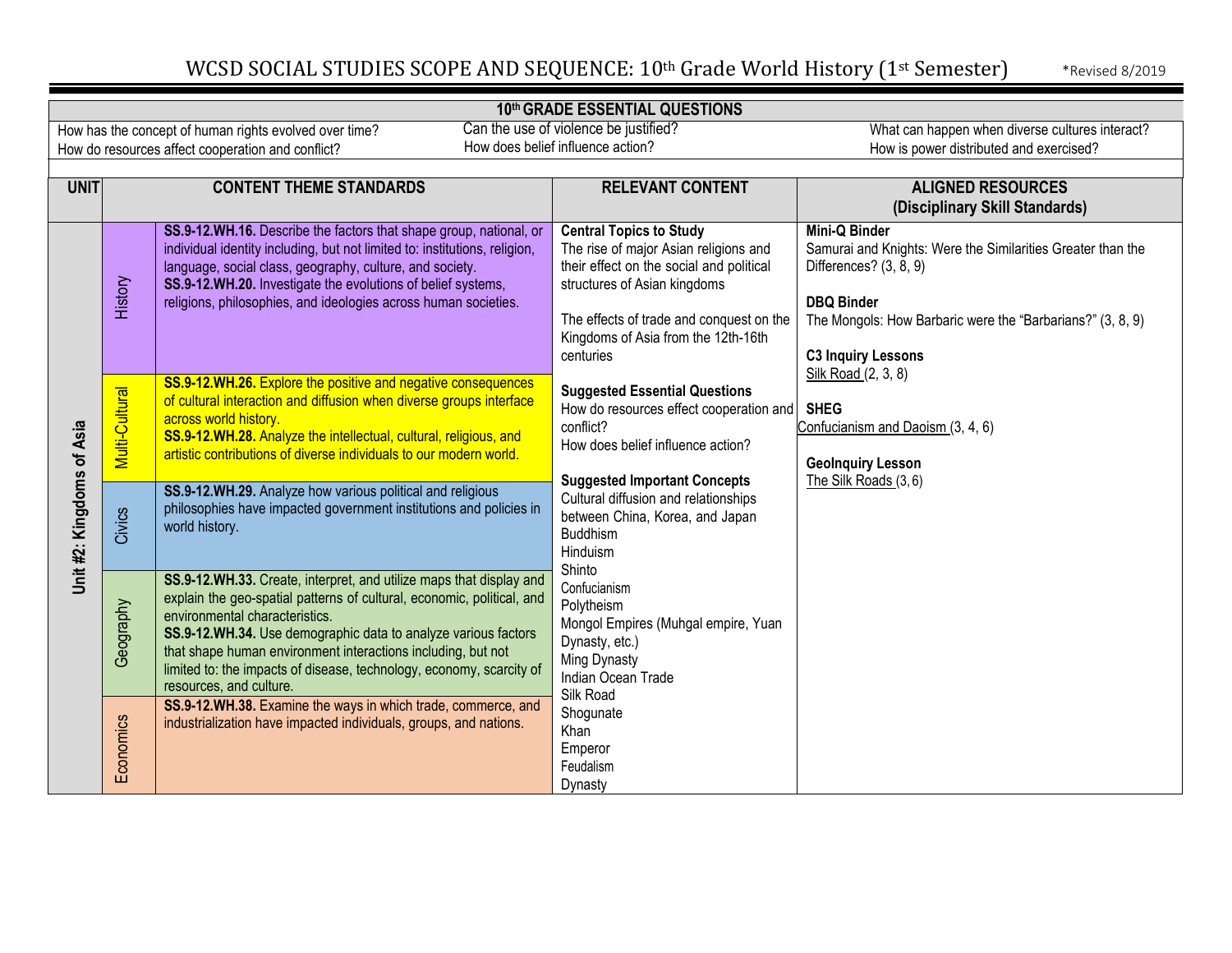# WCSD SOCIAL STUDIES SCOPE AND SEQUENCE: 10th Grade World History (1st Semester)

*Revised 8/2019

| 10th GRADE ESSENTIAL QUESTIONS | | |
|---|---|---|
| How has the concept of human rights evolved over time? | Can the use of violence be justified? | What can happen when diverse cultures interact? |
| How do resources affect cooperation and conflict? | How does belief influence action? | How is power distributed and exercised? |

| UNIT | CONTENT THEME STANDARDS | | RELEVANT CONTENT | ALIGNED RESOURCES (Disciplinary Skill Standards) |
|---|---|---|---|---|
| Unit #2: Kingdoms of Asia | History | **SS.9-12.WH.16.** Describe the factors that shape group, national, or individual identity including, but not limited to: institutions, religion, language, social class, geography, culture, and society.<br>**SS.9-12.WH.20.** Investigate the evolutions of belief systems, religions, philosophies, and ideologies across human societies. | **Central Topics to Study**<br>The rise of major Asian religions and their effect on the social and political structures of Asian kingdoms<br><br>The effects of trade and conquest on the Kingdoms of Asia from the 12th-16th centuries<br><br>**Suggested Essential Questions**<br>How do resources effect cooperation and conflict?<br>How does belief influence action?<br><br>**Suggested Important Concepts**<br>Cultural diffusion and relationships between China, Korea, and Japan<br>Buddhism<br>Hinduism<br>Shinto<br>Confucianism<br>Polytheism<br>Mongol Empires (Muhgal empire, Yuan Dynasty, etc.)<br>Ming Dynasty<br>Indian Ocean Trade<br>Silk Road<br>Shogunate<br>Khan<br>Emperor<br>Feudalism<br>Dynasty | **Mini-Q Binder**<br>Samurai and Knights: Were the Similarities Greater than the Differences? (3, 8, 9)<br><br>**DBQ Binder**<br>The Mongols: How Barbaric were the "Barbarians?" (3, 8, 9)<br><br>**C3 Inquiry Lessons**<br>Silk Road (2, 3, 8)<br><br>**SHEG**<br>Confucianism and Daoism (3, 4, 6)<br><br>**GeoInquiry Lesson**<br>The Silk Roads (3, 6) |
| | Multi-Cultural | **SS.9-12.WH.26.** Explore the positive and negative consequences of cultural interaction and diffusion when diverse groups interface across world history.<br>**SS.9-12.WH.28.** Analyze the intellectual, cultural, religious, and artistic contributions of diverse individuals to our modern world. | | |
| | Civics | **SS.9-12.WH.29.** Analyze how various political and religious philosophies have impacted government institutions and policies in world history. | | |
| | Geography | **SS.9-12.WH.33.** Create, interpret, and utilize maps that display and explain the geo-spatial patterns of cultural, economic, political, and environmental characteristics.<br>**SS.9-12.WH.34.** Use demographic data to analyze various factors that shape human environment interactions including, but not limited to: the impacts of disease, technology, economy, scarcity of resources, and culture. | | |
| | Economics | **SS.9-12.WH.38.** Examine the ways in which trade, commerce, and industrialization have impacted individuals, groups, and nations. | | |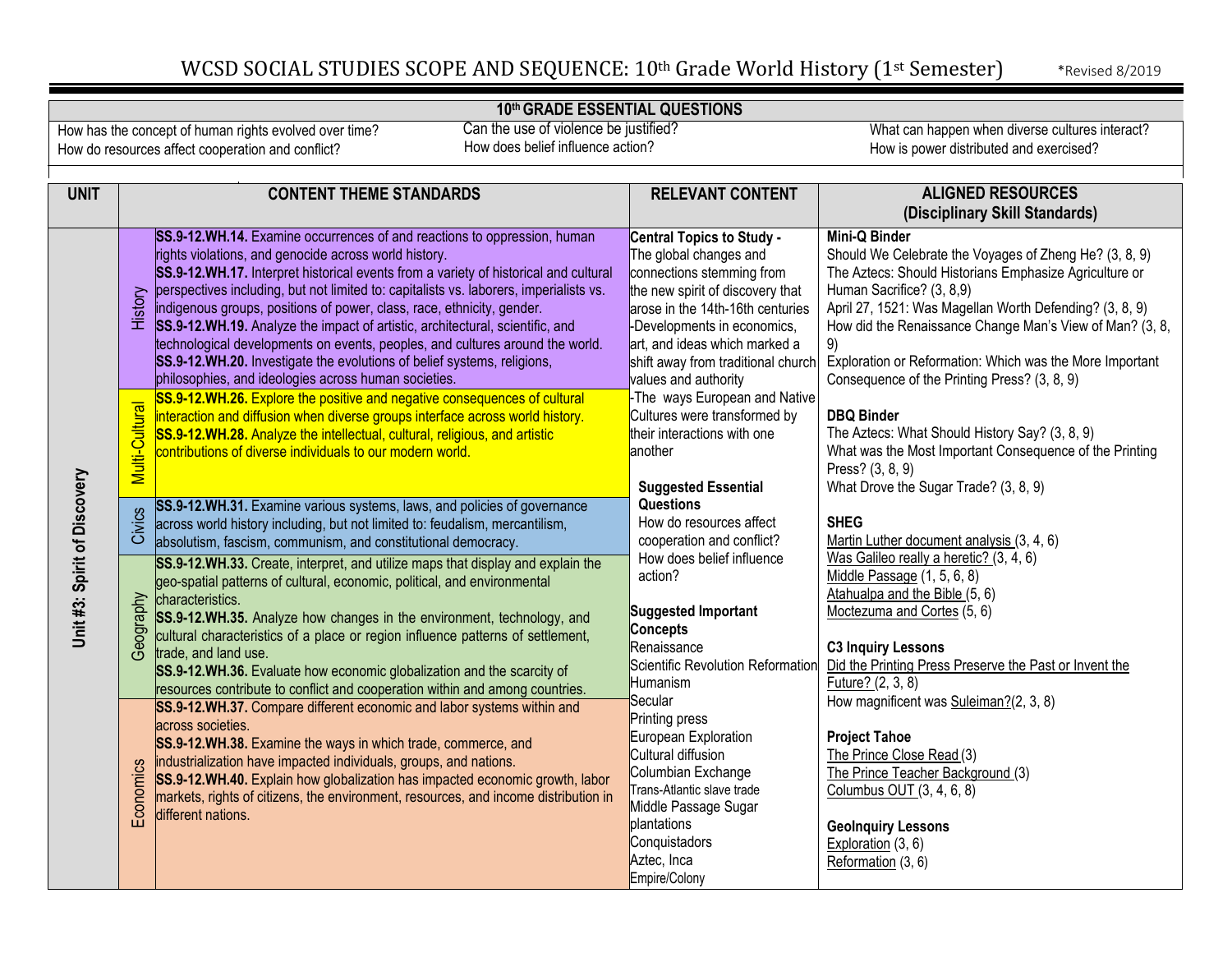# WCSD SOCIAL STUDIES SCOPE AND SEQUENCE: 10th Grade World History (1st Semester)

*Revised 8/2019

| 10th GRADE ESSENTIAL QUESTIONS | | |
|---|---|---|
| How has the concept of human rights evolved over time? | Can the use of violence be justified? | What can happen when diverse cultures interact? |
| How do resources affect cooperation and conflict? | How does belief influence action? | How is power distributed and exercised? |

| UNIT | | CONTENT THEME STANDARDS | RELEVANT CONTENT | ALIGNED RESOURCES (Disciplinary Skill Standards) |
|---|---|---|---|---|
| Unit #3: Spirit of Discovery | History | **SS.9-12.WH.14.** Examine occurrences of and reactions to oppression, human rights violations, and genocide across world history.<br>**SS.9-12.WH.17.** Interpret historical events from a variety of historical and cultural perspectives including, but not limited to: capitalists vs. laborers, imperialists vs. indigenous groups, positions of power, class, race, ethnicity, gender.<br>**SS.9-12.WH.19.** Analyze the impact of artistic, architectural, scientific, and technological developments on events, peoples, and cultures around the world.<br>**SS.9-12.WH.20.** Investigate the evolutions of belief systems, religions, philosophies, and ideologies across human societies. | **Central Topics to Study -**<br>The global changes and connections stemming from the new spirit of discovery that arose in the 14th-16th centuries<br>-Developments in economics, art, and ideas which marked a shift away from traditional church values and authority<br>-The ways European and Native Cultures were transformed by their interactions with one another<br><br>**Suggested Essential Questions**<br>How do resources affect cooperation and conflict?<br>How does belief influence action?<br><br>**Suggested Important Concepts**<br>Renaissance<br>Scientific Revolution Reformation<br>Humanism<br>Secular<br>Printing press<br>European Exploration<br>Cultural diffusion<br>Columbian Exchange<br>Trans-Atlantic slave trade<br>Middle Passage Sugar plantations<br>Conquistadors<br>Aztec, Inca<br>Empire/Colony | **Mini-Q Binder**<br>Should We Celebrate the Voyages of Zheng He? (3, 8, 9)<br>The Aztecs: Should Historians Emphasize Agriculture or Human Sacrifice? (3, 8,9)<br>April 27, 1521: Was Magellan Worth Defending? (3, 8, 9)<br>How did the Renaissance Change Man's View of Man? (3, 8, 9)<br>Exploration or Reformation: Which was the More Important Consequence of the Printing Press? (3, 8, 9)<br><br>**DBQ Binder**<br>The Aztecs: What Should History Say? (3, 8, 9)<br>What was the Most Important Consequence of the Printing Press? (3, 8, 9)<br>What Drove the Sugar Trade? (3, 8, 9)<br><br>**SHEG**<br>Martin Luther document analysis (3, 4, 6)<br>Was Galileo really a heretic? (3, 4, 6)<br>Middle Passage (1, 5, 6, 8)<br>Atahualpa and the Bible (5, 6)<br>Moctezuma and Cortes (5, 6)<br><br>**C3 Inquiry Lessons**<br>Did the Printing Press Preserve the Past or Invent the Future? (2, 3, 8)<br>How magnificent was Suleiman?(2, 3, 8)<br><br>**Project Tahoe**<br>The Prince Close Read (3)<br>The Prince Teacher Background (3)<br>Columbus OUT (3, 4, 6, 8)<br><br>**GeoInquiry Lessons**<br>Exploration (3, 6)<br>Reformation (3, 6) |
| | Multi-Cultural | **SS.9-12.WH.26.** Explore the positive and negative consequences of cultural interaction and diffusion when diverse groups interface across world history.<br>**SS.9-12.WH.28.** Analyze the intellectual, cultural, religious, and artistic contributions of diverse individuals to our modern world. | | |
| | Civics | **SS.9-12.WH.31.** Examine various systems, laws, and policies of governance across world history including, but not limited to: feudalism, mercantilism, absolutism, fascism, communism, and constitutional democracy. | | |
| | Geography | **SS.9-12.WH.33.** Create, interpret, and utilize maps that display and explain the geo-spatial patterns of cultural, economic, political, and environmental characteristics.<br>**SS.9-12.WH.35.** Analyze how changes in the environment, technology, and cultural characteristics of a place or region influence patterns of settlement, trade, and land use.<br>**SS.9-12.WH.36.** Evaluate how economic globalization and the scarcity of resources contribute to conflict and cooperation within and among countries. | | |
| | Economics | **SS.9-12.WH.37.** Compare different economic and labor systems within and across societies.<br>**SS.9-12.WH.38.** Examine the ways in which trade, commerce, and industrialization have impacted individuals, groups, and nations.<br>**SS.9-12.WH.40.** Explain how globalization has impacted economic growth, labor markets, rights of citizens, the environment, resources, and income distribution in different nations. | | |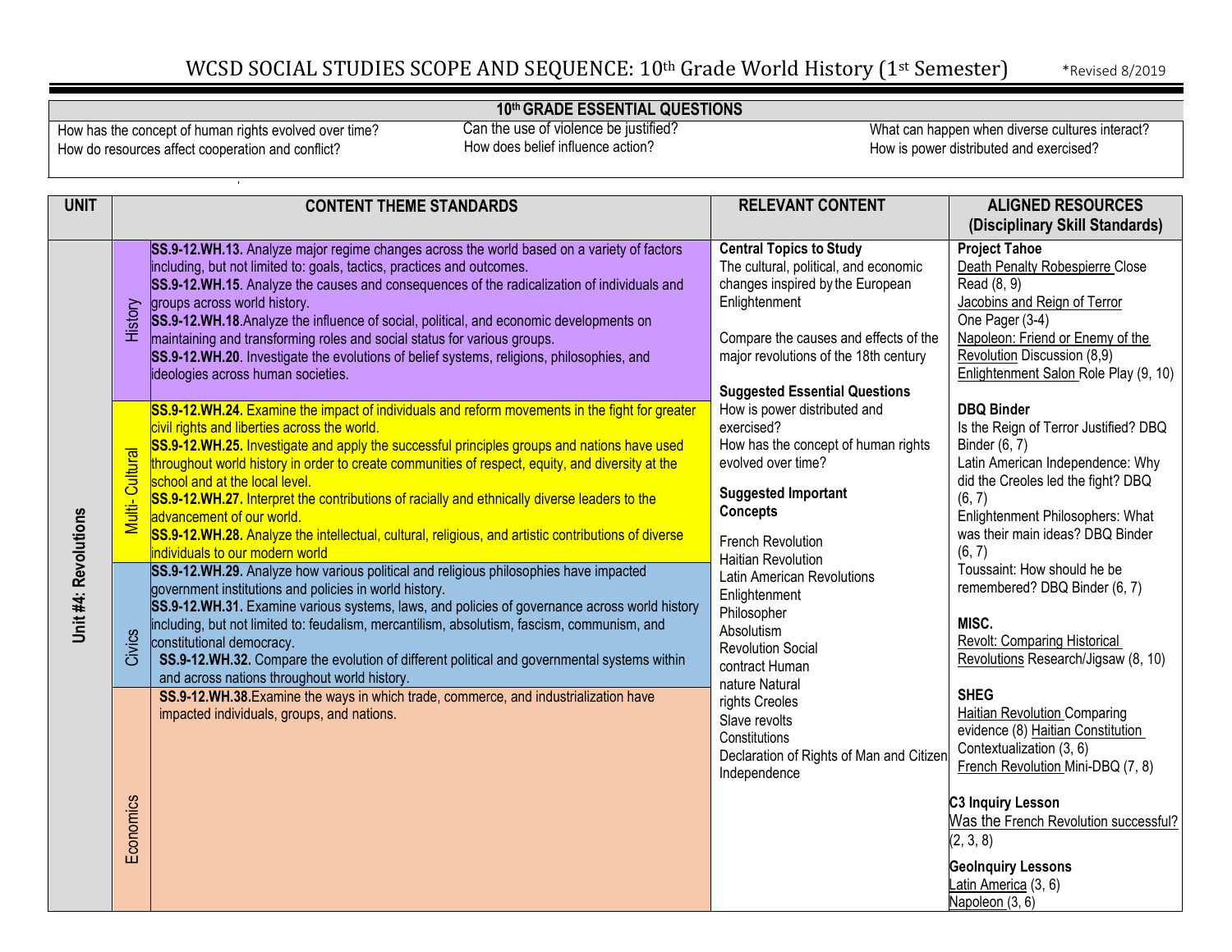# WCSD SOCIAL STUDIES SCOPE AND SEQUENCE: 10th Grade World History (1st Semester)

*Revised 8/2019

| 10th GRADE ESSENTIAL QUESTIONS | | |
|---|---|---|
| How has the concept of human rights evolved over time? How do resources affect cooperation and conflict? | Can the use of violence be justified? How does belief influence action? | What can happen when diverse cultures interact? How is power distributed and exercised? |

| UNIT | | CONTENT THEME STANDARDS | RELEVANT CONTENT | ALIGNED RESOURCES (Disciplinary Skill Standards) |
|---|---|---|---|---|
| **Unit #4: Revolutions** | History | **SS.9-12.WH.13.** Analyze major regime changes across the world based on a variety of factors including, but not limited to: goals, tactics, practices and outcomes.<br>**SS.9-12.WH.15**. Analyze the causes and consequences of the radicalization of individuals and groups across world history.<br>**SS.9-12.WH.18**.Analyze the influence of social, political, and economic developments on maintaining and transforming roles and social status for various groups.<br>**SS.9-12.WH.20**. Investigate the evolutions of belief systems, religions, philosophies, and ideologies across human societies. | **Central Topics to Study**<br>The cultural, political, and economic changes inspired by the European Enlightenment<br><br>Compare the causes and effects of the major revolutions of the 18th century<br><br>**Suggested Essential Questions**<br>How is power distributed and exercised?<br>How has the concept of human rights evolved over time?<br><br>**Suggested Important Concepts**<br>French Revolution<br>Haitian Revolution<br>Latin American Revolutions<br>Enlightenment<br>Philosopher<br>Absolutism<br>Revolution Social contract Human nature Natural rights Creoles<br>Slave revolts<br>Constitutions<br>Declaration of Rights of Man and Citizen<br>Independence | **Project Tahoe**<br>Death Penalty Robespierre Close Read (8, 9)<br>Jacobins and Reign of Terror One Pager (3-4)<br>Napoleon: Friend or Enemy of the Revolution Discussion (8,9)<br>Enlightenment Salon Role Play (9, 10)<br><br>**DBQ Binder**<br>Is the Reign of Terror Justified? DBQ Binder (6, 7)<br>Latin American Independence: Why did the Creoles led the fight? DBQ (6, 7)<br>Enlightenment Philosophers: What was their main ideas? DBQ Binder (6, 7)<br>Toussaint: How should he be remembered? DBQ Binder (6, 7)<br><br>**MISC.**<br>Revolt: Comparing Historical Revolutions Research/Jigsaw (8, 10)<br><br>**SHEG**<br>Haitian Revolution Comparing evidence (8) Haitian Constitution Contextualization (3, 6)<br>French Revolution Mini-DBQ (7, 8)<br><br>**C3 Inquiry Lesson**<br>Was the French Revolution successful? (2, 3, 8)<br><br>**GeoInquiry Lessons**<br>Latin America (3, 6)<br>Napoleon (3, 6) |
| | Multi- Cultural | **SS.9-12.WH.24.** Examine the impact of individuals and reform movements in the fight for greater civil rights and liberties across the world.<br>**SS.9-12.WH.25.** Investigate and apply the successful principles groups and nations have used throughout world history in order to create communities of respect, equity, and diversity at the school and at the local level.<br>**SS.9-12.WH.27.** Interpret the contributions of racially and ethnically diverse leaders to the advancement of our world.<br>**SS.9-12.WH.28.** Analyze the intellectual, cultural, religious, and artistic contributions of diverse individuals to our modern world | | |
| | Civics | **SS.9-12.WH.29.** Analyze how various political and religious philosophies have impacted government institutions and policies in world history.<br>**SS.9-12.WH.31.** Examine various systems, laws, and policies of governance across world history including, but not limited to: feudalism, mercantilism, absolutism, fascism, communism, and constitutional democracy.<br>**SS.9-12.WH.32.** Compare the evolution of different political and governmental systems within and across nations throughout world history. | | |
| | Economics | **SS.9-12.WH.38.**Examine the ways in which trade, commerce, and industrialization have impacted individuals, groups, and nations. | | |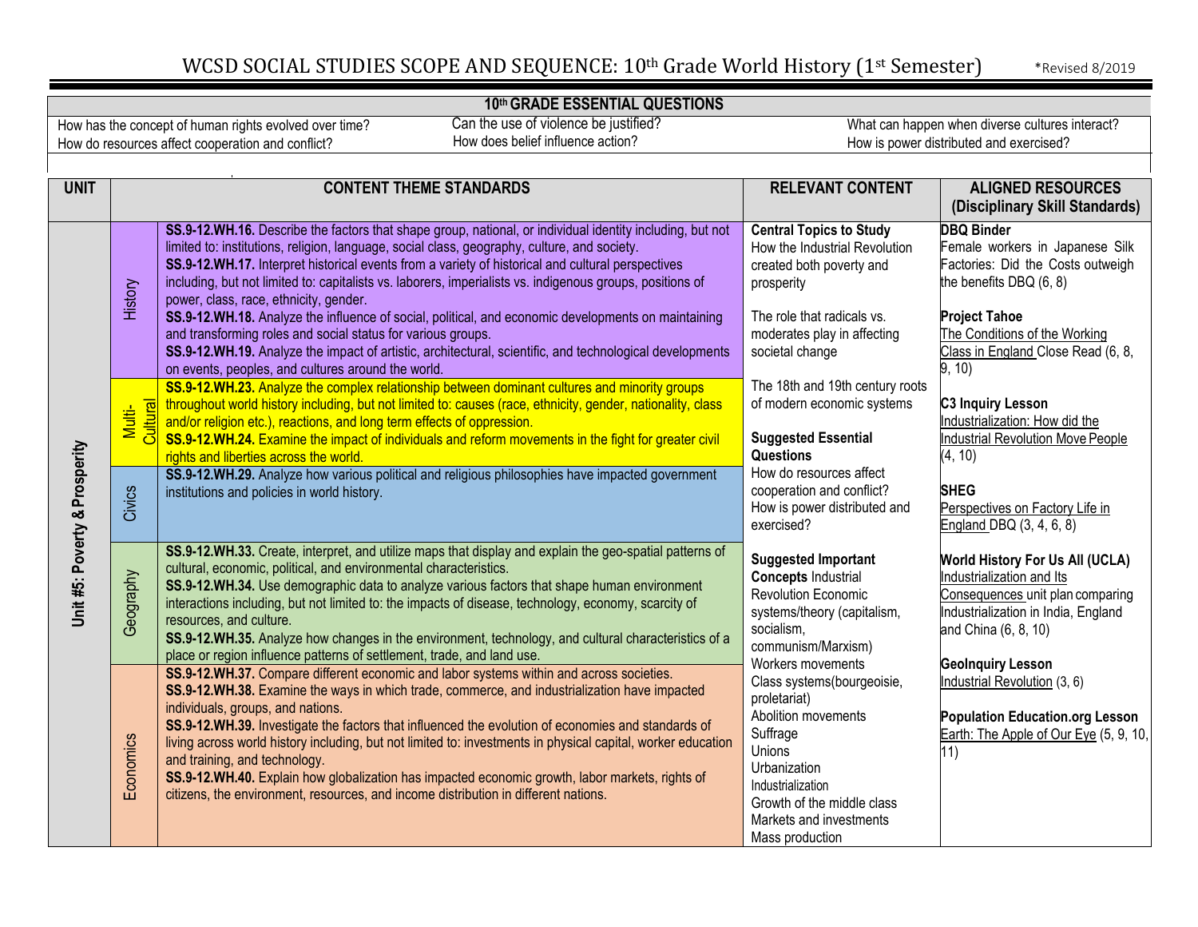# WCSD SOCIAL STUDIES SCOPE AND SEQUENCE: 10th Grade World History (1st Semester)

*Revised 8/2019

| 10th GRADE ESSENTIAL QUESTIONS | | |
|---|---|---|
| How has the concept of human rights evolved over time? | Can the use of violence be justified? | What can happen when diverse cultures interact? |
| How do resources affect cooperation and conflict? | How does belief influence action? | How is power distributed and exercised? |

| UNIT | | CONTENT THEME STANDARDS | RELEVANT CONTENT | ALIGNED RESOURCES (Disciplinary Skill Standards) |
|---|---|---|---|---|
| Unit #5: Poverty & Prosperity | History | **SS.9-12.WH.16.** Describe the factors that shape group, national, or individual identity including, but not limited to: institutions, religion, language, social class, geography, culture, and society.<br>**SS.9-12.WH.17.** Interpret historical events from a variety of historical and cultural perspectives including, but not limited to: capitalists vs. laborers, imperialists vs. indigenous groups, positions of power, class, race, ethnicity, gender.<br>**SS.9-12.WH.18.** Analyze the influence of social, political, and economic developments on maintaining and transforming roles and social status for various groups.<br>**SS.9-12.WH.19.** Analyze the impact of artistic, architectural, scientific, and technological developments on events, peoples, and cultures around the world. | **Central Topics to Study**<br>How the Industrial Revolution created both poverty and prosperity<br><br>The role that radicals vs. moderates play in affecting societal change<br><br>The 18th and 19th century roots of modern economic systems<br><br>**Suggested Essential Questions**<br>How do resources affect cooperation and conflict?<br>How is power distributed and exercised?<br><br>**Suggested Important Concepts** Industrial Revolution Economic systems/theory (capitalism, socialism, communism/Marxism)<br>Workers movements<br>Class systems(bourgeoisie, proletariat)<br>Abolition movements<br>Suffrage<br>Unions<br>Urbanization<br>Industrialization<br>Growth of the middle class<br>Markets and investments<br>Mass production | **DBQ Binder**<br>Female workers in Japanese Silk Factories: Did the Costs outweigh the benefits DBQ (6, 8)<br><br>**Project Tahoe**<br>The Conditions of the Working Class in England Close Read (6, 8, 9, 10)<br><br>**C3 Inquiry Lesson**<br>Industrialization: How did the Industrial Revolution Move People (4, 10)<br><br>**SHEG**<br>Perspectives on Factory Life in England DBQ (3, 4, 6, 8)<br><br>**World History For Us All (UCLA)**<br>Industrialization and Its Consequences unit plan comparing Industrialization in India, England and China (6, 8, 10)<br><br>**GeoInquiry Lesson**<br>Industrial Revolution (3, 6)<br><br>**Population Education.org Lesson**<br>Earth: The Apple of Our Eye (5, 9, 10, 11) |
| | Multi-Cultural | **SS.9-12.WH.23.** Analyze the complex relationship between dominant cultures and minority groups throughout world history including, but not limited to: causes (race, ethnicity, gender, nationality, class and/or religion etc.), reactions, and long term effects of oppression.<br>**SS.9-12.WH.24.** Examine the impact of individuals and reform movements in the fight for greater civil rights and liberties across the world. | | |
| | Civics | **SS.9-12.WH.29.** Analyze how various political and religious philosophies have impacted government institutions and policies in world history. | | |
| | Geography | **SS.9-12.WH.33.** Create, interpret, and utilize maps that display and explain the geo-spatial patterns of cultural, economic, political, and environmental characteristics.<br>**SS.9-12.WH.34.** Use demographic data to analyze various factors that shape human environment interactions including, but not limited to: the impacts of disease, technology, economy, scarcity of resources, and culture.<br>**SS.9-12.WH.35.** Analyze how changes in the environment, technology, and cultural characteristics of a place or region influence patterns of settlement, trade, and land use. | | |
| | Economics | **SS.9-12.WH.37.** Compare different economic and labor systems within and across societies.<br>**SS.9-12.WH.38.** Examine the ways in which trade, commerce, and industrialization have impacted individuals, groups, and nations.<br>**SS.9-12.WH.39.** Investigate the factors that influenced the evolution of economies and standards of living across world history including, but not limited to: investments in physical capital, worker education and training, and technology.<br>**SS.9-12.WH.40.** Explain how globalization has impacted economic growth, labor markets, rights of citizens, the environment, resources, and income distribution in different nations. | | |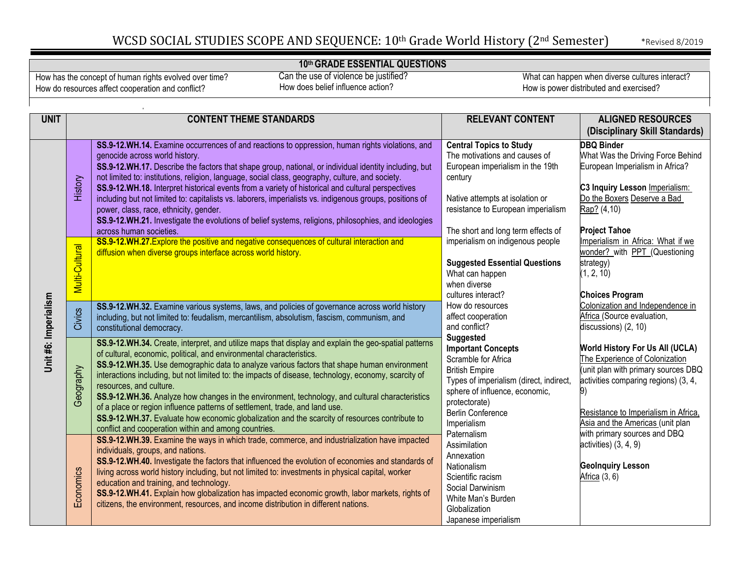# WCSD SOCIAL STUDIES SCOPE AND SEQUENCE: 10th Grade World History (2nd Semester)

*Revised 8/2019

| 10th GRADE ESSENTIAL QUESTIONS | | |
|---|---|---|
| How has the concept of human rights evolved over time?<br>How do resources affect cooperation and conflict? | Can the use of violence be justified?<br>How does belief influence action? | What can happen when diverse cultures interact?<br>How is power distributed and exercised? |

| UNIT | CONTENT THEME STANDARDS | | RELEVANT CONTENT | ALIGNED RESOURCES (Disciplinary Skill Standards) |
|---|---|---|---|---|
| Unit #6: Imperialism | History | **SS.9-12.WH.14.** Examine occurrences of and reactions to oppression, human rights violations, and genocide across world history.<br>**SS.9-12.WH.17.** Describe the factors that shape group, national, or individual identity including, but not limited to: institutions, religion, language, social class, geography, culture, and society.<br>**SS.9-12.WH.18.** Interpret historical events from a variety of historical and cultural perspectives including but not limited to: capitalists vs. laborers, imperialists vs. indigenous groups, positions of power, class, race, ethnicity, gender.<br>**SS.9-12.WH.21.** Investigate the evolutions of belief systems, religions, philosophies, and ideologies across human societies. | **Central Topics to Study**<br>The motivations and causes of European imperialism in the 19th century<br><br>Native attempts at isolation or resistance to European imperialism<br><br>The short and long term effects of imperialism on indigenous people<br><br>**Suggested Essential Questions**<br>What can happen when diverse cultures interact?<br>How do resources affect cooperation and conflict?<br>**Suggested Important Concepts**<br>Scramble for Africa<br>British Empire<br>Types of imperialism (direct, indirect, sphere of influence, economic, protectorate)<br>Berlin Conference<br>Imperialism<br>Paternalism<br>Assimilation<br>Annexation<br>Nationalism<br>Scientific racism<br>Social Darwinism<br>White Man's Burden<br>Globalization<br>Japanese imperialism | **DBQ Binder**<br>What Was the Driving Force Behind European Imperialism in Africa?<br><br>**C3 Inquiry Lesson** Imperialism: Do the Boxers Deserve a Bad Rap? (4,10)<br><br>**Project Tahoe**<br>Imperialism in Africa: What if we wonder? with PPT (Questioning strategy)<br>(1, 2, 10)<br><br>**Choices Program**<br>Colonization and Independence in Africa (Source evaluation, discussions) (2, 10)<br><br>**World History For Us All (UCLA)**<br>The Experience of Colonization (unit plan with primary sources DBQ activities comparing regions) (3, 4, 9)<br><br>Resistance to Imperialism in Africa, Asia and the Americas (unit plan with primary sources and DBQ activities) (3, 4, 9)<br><br>**GeoInquiry Lesson**<br>Africa (3, 6) |
| | Multi-Cultural | **SS.9-12.WH.27.** Explore the positive and negative consequences of cultural interaction and diffusion when diverse groups interface across world history. | | |
| | Civics | **SS.9-12.WH.32.** Examine various systems, laws, and policies of governance across world history including, but not limited to: feudalism, mercantilism, absolutism, fascism, communism, and constitutional democracy. | | |
| | Geography | **SS.9-12.WH.34.** Create, interpret, and utilize maps that display and explain the geo-spatial patterns of cultural, economic, political, and environmental characteristics.<br>**SS.9-12.WH.35.** Use demographic data to analyze various factors that shape human environment interactions including, but not limited to: the impacts of disease, technology, economy, scarcity of resources, and culture.<br>**SS.9-12.WH.36.** Analyze how changes in the environment, technology, and cultural characteristics of a place or region influence patterns of settlement, trade, and land use.<br>**SS.9-12.WH.37.** Evaluate how economic globalization and the scarcity of resources contribute to conflict and cooperation within and among countries. | | |
| | Economics | **SS.9-12.WH.39.** Examine the ways in which trade, commerce, and industrialization have impacted individuals, groups, and nations.<br>**SS.9-12.WH.40.** Investigate the factors that influenced the evolution of economies and standards of living across world history including, but not limited to: investments in physical capital, worker education and training, and technology.<br>**SS.9-12.WH.41.** Explain how globalization has impacted economic growth, labor markets, rights of citizens, the environment, resources, and income distribution in different nations. | | |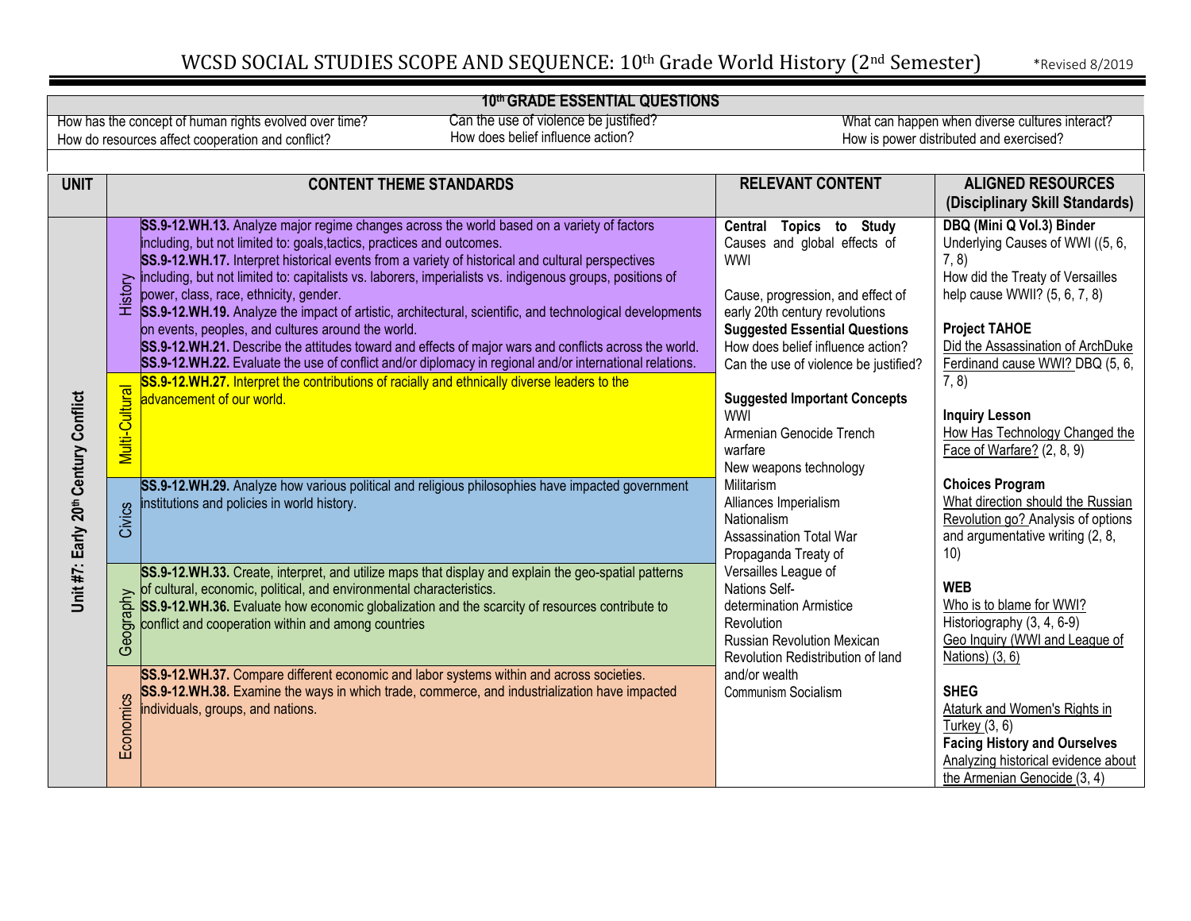# WCSD SOCIAL STUDIES SCOPE AND SEQUENCE: 10th Grade World History (2nd Semester)

*Revised 8/2019

| 10th GRADE ESSENTIAL QUESTIONS | | |
|---|---|---|
| How has the concept of human rights evolved over time? | Can the use of violence be justified? | What can happen when diverse cultures interact? |
| How do resources affect cooperation and conflict? | How does belief influence action? | How is power distributed and exercised? |

| UNIT | | CONTENT THEME STANDARDS | RELEVANT CONTENT | ALIGNED RESOURCES (Disciplinary Skill Standards) |
|---|---|---|---|---|
| Unit #7: Early 20th Century Conflict | History | **SS.9-12.WH.13.** Analyze major regime changes across the world based on a variety of factors including, but not limited to: goals,tactics, practices and outcomes.<br>**SS.9-12.WH.17.** Interpret historical events from a variety of historical and cultural perspectives including, but not limited to: capitalists vs. laborers, imperialists vs. indigenous groups, positions of power, class, race, ethnicity, gender.<br>**SS.9-12.WH.19.** Analyze the impact of artistic, architectural, scientific, and technological developments on events, peoples, and cultures around the world.<br>**SS.9-12.WH.21.** Describe the attitudes toward and effects of major wars and conflicts across the world.<br>**SS.9-12.WH.22.** Evaluate the use of conflict and/or diplomacy in regional and/or international relations. | **Central Topics to Study**<br>Causes and global effects of WWI<br><br>Cause, progression, and effect of early 20th century revolutions<br>**Suggested Essential Questions**<br>How does belief influence action?<br>Can the use of violence be justified?<br><br>**Suggested Important Concepts**<br>WWI<br>Armenian Genocide Trench warfare<br>New weapons technology<br>Militarism<br>Alliances Imperialism<br>Nationalism<br>Assassination Total War<br>Propaganda Treaty of Versailles League of Nations Self-determination Armistice<br>Revolution<br>Russian Revolution Mexican Revolution Redistribution of land and/or wealth<br>Communism Socialism | **DBQ (Mini Q Vol.3) Binder**<br>Underlying Causes of WWI ((5, 6, 7, 8)<br>How did the Treaty of Versailles help cause WWII? (5, 6, 7, 8)<br><br>**Project TAHOE**<br>Did the Assassination of ArchDuke Ferdinand cause WWI? DBQ (5, 6, 7, 8)<br><br>**Inquiry Lesson**<br>How Has Technology Changed the Face of Warfare? (2, 8, 9)<br><br>**Choices Program**<br>What direction should the Russian Revolution go? Analysis of options and argumentative writing (2, 8, 10)<br><br>**WEB**<br>Who is to blame for WWI? Historiography (3, 4, 6-9)<br>Geo Inquiry (WWI and League of Nations) (3, 6)<br><br>**SHEG**<br>Ataturk and Women's Rights in Turkey (3, 6)<br>**Facing History and Ourselves**<br>Analyzing historical evidence about the Armenian Genocide (3, 4) |
| | Multi-Cultural | **SS.9-12.WH.27.** Interpret the contributions of racially and ethnically diverse leaders to the advancement of our world. | | |
| | Civics | **SS.9-12.WH.29.** Analyze how various political and religious philosophies have impacted government institutions and policies in world history. | | |
| | Geography | **SS.9-12.WH.33.** Create, interpret, and utilize maps that display and explain the geo-spatial patterns of cultural, economic, political, and environmental characteristics.<br>**SS.9-12.WH.36.** Evaluate how economic globalization and the scarcity of resources contribute to conflict and cooperation within and among countries | | |
| | Economics | **SS.9-12.WH.37.** Compare different economic and labor systems within and across societies.<br>**SS.9-12.WH.38.** Examine the ways in which trade, commerce, and industrialization have impacted individuals, groups, and nations. | | |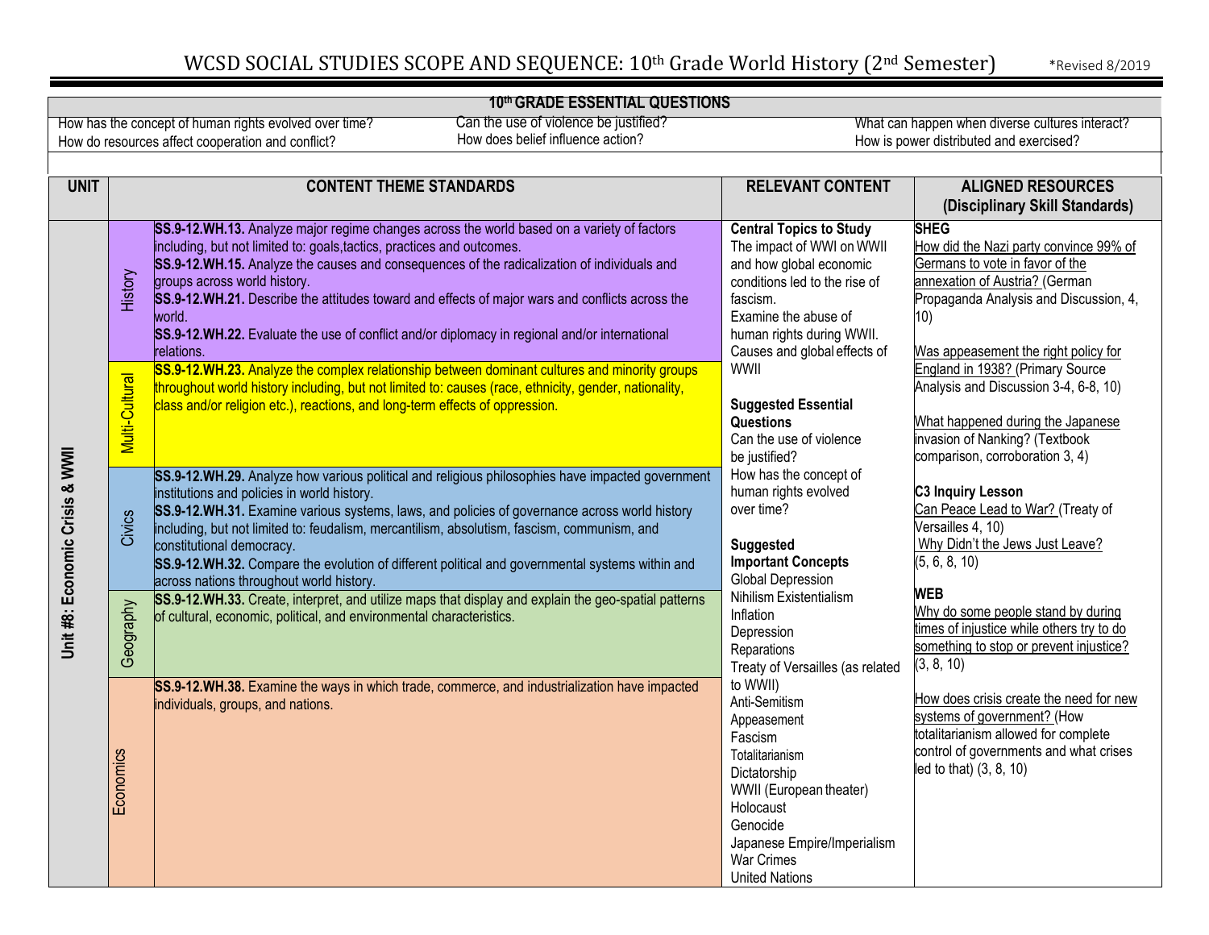# WCSD SOCIAL STUDIES SCOPE AND SEQUENCE: 10th Grade World History (2nd Semester)

*Revised 8/2019

| 10th GRADE ESSENTIAL QUESTIONS | | |
|---|---|---|
| How has the concept of human rights evolved over time? | Can the use of violence be justified? | What can happen when diverse cultures interact? |
| How do resources affect cooperation and conflict? | How does belief influence action? | How is power distributed and exercised? |

| UNIT | | CONTENT THEME STANDARDS | RELEVANT CONTENT | ALIGNED RESOURCES (Disciplinary Skill Standards) |
|---|---|---|---|---|
| Unit #8: Economic Crisis & WWII | History | **SS.9-12.WH.13.** Analyze major regime changes across the world based on a variety of factors including, but not limited to: goals,tactics, practices and outcomes.<br>**SS.9-12.WH.15.** Analyze the causes and consequences of the radicalization of individuals and groups across world history.<br>**SS.9-12.WH.21.** Describe the attitudes toward and effects of major wars and conflicts across the world.<br>**SS.9-12.WH.22.** Evaluate the use of conflict and/or diplomacy in regional and/or international relations. | **Central Topics to Study**<br>The impact of WWI on WWII and how global economic conditions led to the rise of fascism.<br>Examine the abuse of human rights during WWII.<br>Causes and global effects of WWII<br><br>**Suggested Essential Questions**<br>Can the use of violence be justified?<br>How has the concept of human rights evolved over time?<br><br>**Suggested Important Concepts**<br>Global Depression<br>Nihilism Existentialism<br>Inflation<br>Depression<br>Reparations<br>Treaty of Versailles (as related to WWII)<br>Anti-Semitism<br>Appeasement<br>Fascism<br>Totalitarianism<br>Dictatorship<br>WWII (European theater)<br>Holocaust<br>Genocide<br>Japanese Empire/Imperialism<br>War Crimes<br>United Nations | **SHEG**<br>How did the Nazi party convince 99% of Germans to vote in favor of the annexation of Austria? (German Propaganda Analysis and Discussion, 4, 10)<br><br>Was appeasement the right policy for England in 1938? (Primary Source Analysis and Discussion 3-4, 6-8, 10)<br><br>What happened during the Japanese invasion of Nanking? (Textbook comparison, corroboration 3, 4)<br><br>**C3 Inquiry Lesson**<br>Can Peace Lead to War? (Treaty of Versailles 4, 10)<br>Why Didn't the Jews Just Leave? (5, 6, 8, 10)<br><br>**WEB**<br>Why do some people stand by during times of injustice while others try to do something to stop or prevent injustice? (3, 8, 10)<br><br>How does crisis create the need for new systems of government? (How totalitarianism allowed for complete control of governments and what crises led to that) (3, 8, 10) |
| | Multi-Cultural | **SS.9-12.WH.23.** Analyze the complex relationship between dominant cultures and minority groups throughout world history including, but not limited to: causes (race, ethnicity, gender, nationality, class and/or religion etc.), reactions, and long-term effects of oppression. | | |
| | Civics | **SS.9-12.WH.29.** Analyze how various political and religious philosophies have impacted government institutions and policies in world history.<br>**SS.9-12.WH.31.** Examine various systems, laws, and policies of governance across world history including, but not limited to: feudalism, mercantilism, absolutism, fascism, communism, and constitutional democracy.<br>**SS.9-12.WH.32.** Compare the evolution of different political and governmental systems within and across nations throughout world history. | | |
| | Geography | **SS.9-12.WH.33.** Create, interpret, and utilize maps that display and explain the geo-spatial patterns of cultural, economic, political, and environmental characteristics. | | |
| | Economics | **SS.9-12.WH.38.** Examine the ways in which trade, commerce, and industrialization have impacted individuals, groups, and nations. | | |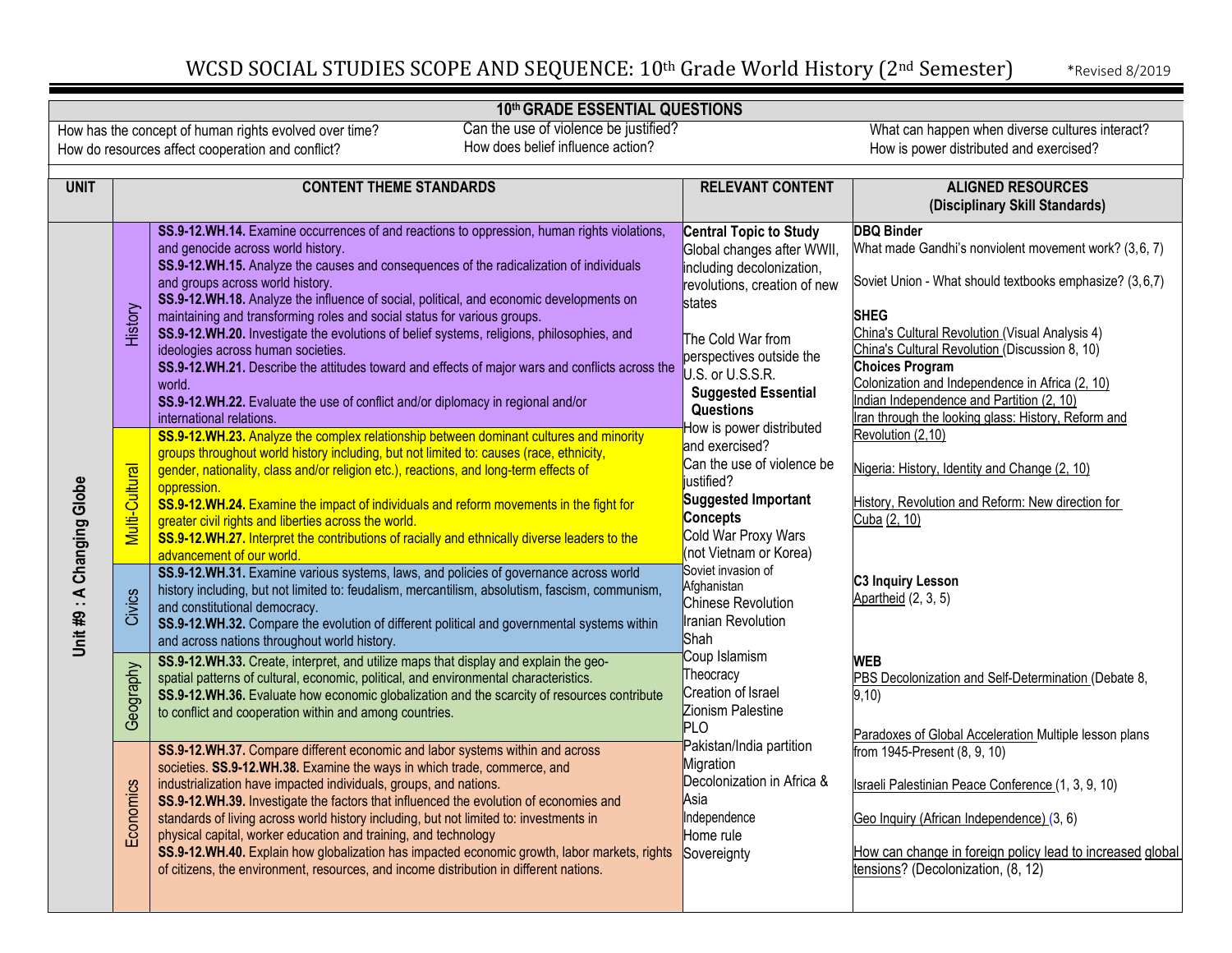# WCSD SOCIAL STUDIES SCOPE AND SEQUENCE: 10th Grade World History (2nd Semester)

*Revised 8/2019

| 10th GRADE ESSENTIAL QUESTIONS | | |
|---|---|---|
| How has the concept of human rights evolved over time?<br>How do resources affect cooperation and conflict? | Can the use of violence be justified?<br>How does belief influence action? | What can happen when diverse cultures interact?<br>How is power distributed and exercised? |

| UNIT | | CONTENT THEME STANDARDS | RELEVANT CONTENT | ALIGNED RESOURCES (Disciplinary Skill Standards) |
|---|---|---|---|---|
| **Unit #9 : A Changing Globe** | History | **SS.9-12.WH.14.** Examine occurrences of and reactions to oppression, human rights violations, and genocide across world history.<br>**SS.9-12.WH.15.** Analyze the causes and consequences of the radicalization of individuals and groups across world history.<br>**SS.9-12.WH.18.** Analyze the influence of social, political, and economic developments on maintaining and transforming roles and social status for various groups.<br>**SS.9-12.WH.20.** Investigate the evolutions of belief systems, religions, philosophies, and ideologies across human societies.<br>**SS.9-12.WH.21.** Describe the attitudes toward and effects of major wars and conflicts across the world.<br>**SS.9-12.WH.22.** Evaluate the use of conflict and/or diplomacy in regional and/or international relations. | **Central Topic to Study**<br>Global changes after WWII, including decolonization, revolutions, creation of new states<br><br>The Cold War from perspectives outside the U.S. or U.S.S.R.<br>**Suggested Essential Questions**<br>How is power distributed and exercised?<br>Can the use of violence be justified?<br>**Suggested Important Concepts**<br>Cold War Proxy Wars (not Vietnam or Korea)<br>Soviet invasion of Afghanistan<br>Chinese Revolution<br>Iranian Revolution<br>Shah<br>Coup Islamism<br>Theocracy<br>Creation of Israel<br>Zionism Palestine<br>PLO<br>Pakistan/India partition<br>Migration<br>Decolonization in Africa & Asia<br>Independence<br>Home rule<br>Sovereignty | **DBQ Binder**<br>What made Gandhi's nonviolent movement work? (3,6, 7)<br><br>Soviet Union - What should textbooks emphasize? (3,6,7)<br><br>**SHEG**<br>China's Cultural Revolution (Visual Analysis 4)<br>China's Cultural Revolution (Discussion 8, 10)<br>**Choices Program**<br>Colonization and Independence in Africa (2, 10)<br>Indian Independence and Partition (2, 10)<br>Iran through the looking glass: History, Reform and Revolution (2,10)<br><br>Nigeria: History, Identity and Change (2, 10)<br><br>History, Revolution and Reform: New direction for Cuba (2, 10)<br><br>**C3 Inquiry Lesson**<br>Apartheid (2, 3, 5)<br><br>**WEB**<br>PBS Decolonization and Self-Determination (Debate 8, 9,10)<br><br>Paradoxes of Global Acceleration Multiple lesson plans from 1945-Present (8, 9, 10)<br><br>Israeli Palestinian Peace Conference (1, 3, 9, 10)<br><br>Geo Inquiry (African Independence) (3, 6)<br><br>How can change in foreign policy lead to increased global tensions? (Decolonization, (8, 12) |
| | Multi-Cultural | **SS.9-12.WH.23.** Analyze the complex relationship between dominant cultures and minority groups throughout world history including, but not limited to: causes (race, ethnicity, gender, nationality, class and/or religion etc.), reactions, and long-term effects of oppression.<br>**SS.9-12.WH.24.** Examine the impact of individuals and reform movements in the fight for greater civil rights and liberties across the world.<br>**SS.9-12.WH.27.** Interpret the contributions of racially and ethnically diverse leaders to the advancement of our world. | | |
| | Civics | **SS.9-12.WH.31.** Examine various systems, laws, and policies of governance across world history including, but not limited to: feudalism, mercantilism, absolutism, fascism, communism, and constitutional democracy.<br>**SS.9-12.WH.32.** Compare the evolution of different political and governmental systems within and across nations throughout world history. | | |
| | Geography | **SS.9-12.WH.33.** Create, interpret, and utilize maps that display and explain the geo-spatial patterns of cultural, economic, political, and environmental characteristics.<br>**SS.9-12.WH.36.** Evaluate how economic globalization and the scarcity of resources contribute to conflict and cooperation within and among countries. | | |
| | Economics | **SS.9-12.WH.37.** Compare different economic and labor systems within and across societies. **SS.9-12.WH.38.** Examine the ways in which trade, commerce, and industrialization have impacted individuals, groups, and nations.<br>**SS.9-12.WH.39.** Investigate the factors that influenced the evolution of economies and standards of living across world history including, but not limited to: investments in physical capital, worker education and training, and technology<br>**SS.9-12.WH.40.** Explain how globalization has impacted economic growth, labor markets, rights of citizens, the environment, resources, and income distribution in different nations. | | |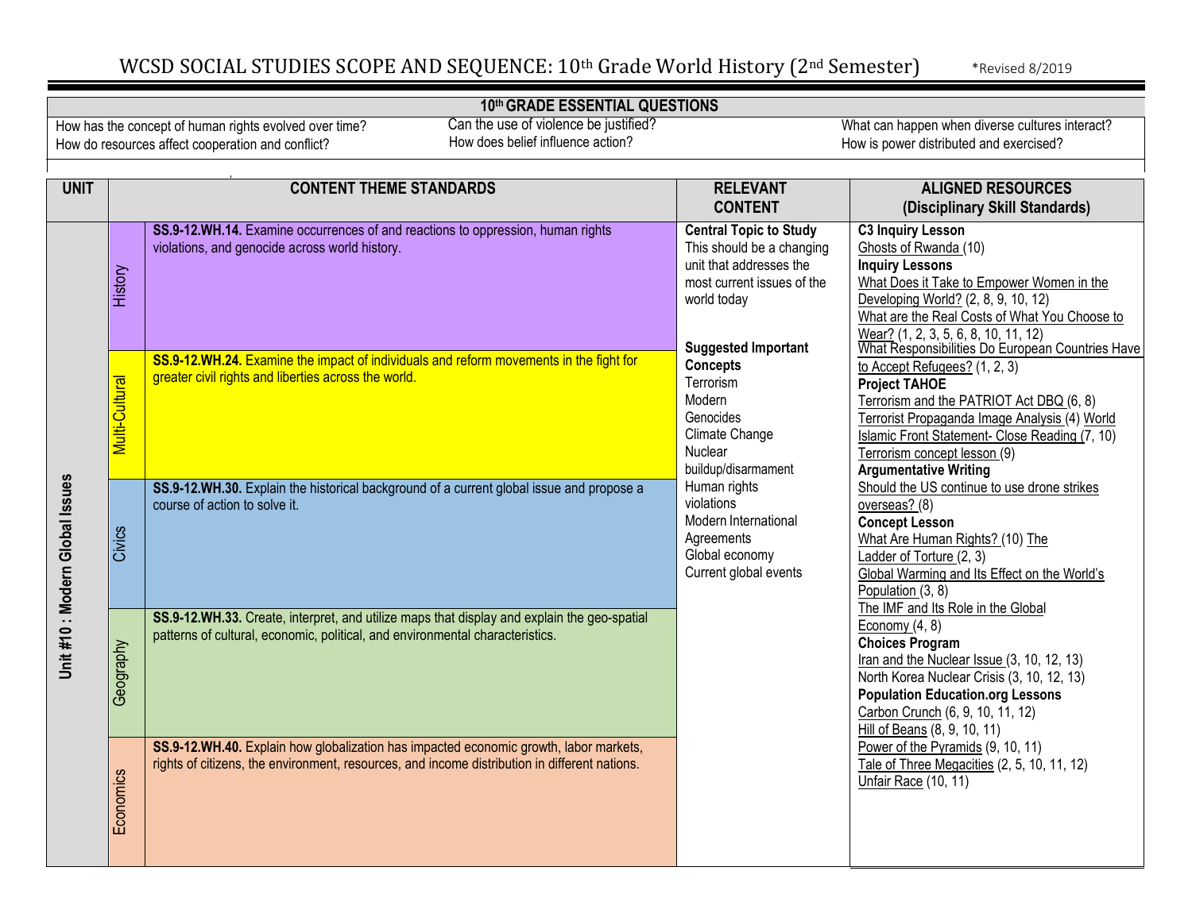# WCSD SOCIAL STUDIES SCOPE AND SEQUENCE: 10th Grade World History (2nd Semester)

*Revised 8/2019

## 10th GRADE ESSENTIAL QUESTIONS

| | | |
|---|---|---|
| How has the concept of human rights evolved over time? | Can the use of violence be justified? | What can happen when diverse cultures interact? |
| How do resources affect cooperation and conflict? | How does belief influence action? | How is power distributed and exercised? |

| UNIT | | CONTENT THEME STANDARDS | RELEVANT CONTENT | ALIGNED RESOURCES (Disciplinary Skill Standards) |
|---|---|---|---|---|
| Unit #10 : Modern Global Issues | History | **SS.9-12.WH.14.** Examine occurrences of and reactions to oppression, human rights violations, and genocide across world history. | **Central Topic to Study** This should be a changing unit that addresses the most current issues of the world today<br><br>**Suggested Important Concepts**<br>Terrorism<br>Modern Genocides<br>Climate Change<br>Nuclear buildup/disarmament<br>Human rights violations<br>Modern International Agreements<br>Global economy<br>Current global events | **C3 Inquiry Lesson**<br>Ghosts of Rwanda (10)<br>**Inquiry Lessons**<br>What Does it Take to Empower Women in the Developing World? (2, 8, 9, 10, 12)<br>What are the Real Costs of What You Choose to Wear? (1, 2, 3, 5, 6, 8, 10, 11, 12)<br>What Responsibilities Do European Countries Have to Accept Refugees? (1, 2, 3)<br>**Project TAHOE**<br>Terrorism and the PATRIOT Act DBQ (6, 8)<br>Terrorist Propaganda Image Analysis (4) World Islamic Front Statement- Close Reading (7, 10)<br>Terrorism concept lesson (9)<br>**Argumentative Writing**<br>Should the US continue to use drone strikes overseas? (8)<br>**Concept Lesson**<br>What Are Human Rights? (10) The Ladder of Torture (2, 3)<br>Global Warming and Its Effect on the World's Population (3, 8)<br>The IMF and Its Role in the Global Economy (4, 8)<br>**Choices Program**<br>Iran and the Nuclear Issue (3, 10, 12, 13)<br>North Korea Nuclear Crisis (3, 10, 12, 13)<br>**Population Education.org Lessons**<br>Carbon Crunch (6, 9, 10, 11, 12)<br>Hill of Beans (8, 9, 10, 11)<br>Power of the Pyramids (9, 10, 11)<br>Tale of Three Megacities (2, 5, 10, 11, 12)<br>Unfair Race (10, 11) |
| | Multi-Cultural | **SS.9-12.WH.24.** Examine the impact of individuals and reform movements in the fight for greater civil rights and liberties across the world. | | |
| | Civics | **SS.9-12.WH.30.** Explain the historical background of a current global issue and propose a course of action to solve it. | | |
| | Geography | **SS.9-12.WH.33.** Create, interpret, and utilize maps that display and explain the geo-spatial patterns of cultural, economic, political, and environmental characteristics. | | |
| | Economics | **SS.9-12.WH.40.** Explain how globalization has impacted economic growth, labor markets, rights of citizens, the environment, resources, and income distribution in different nations. | | |